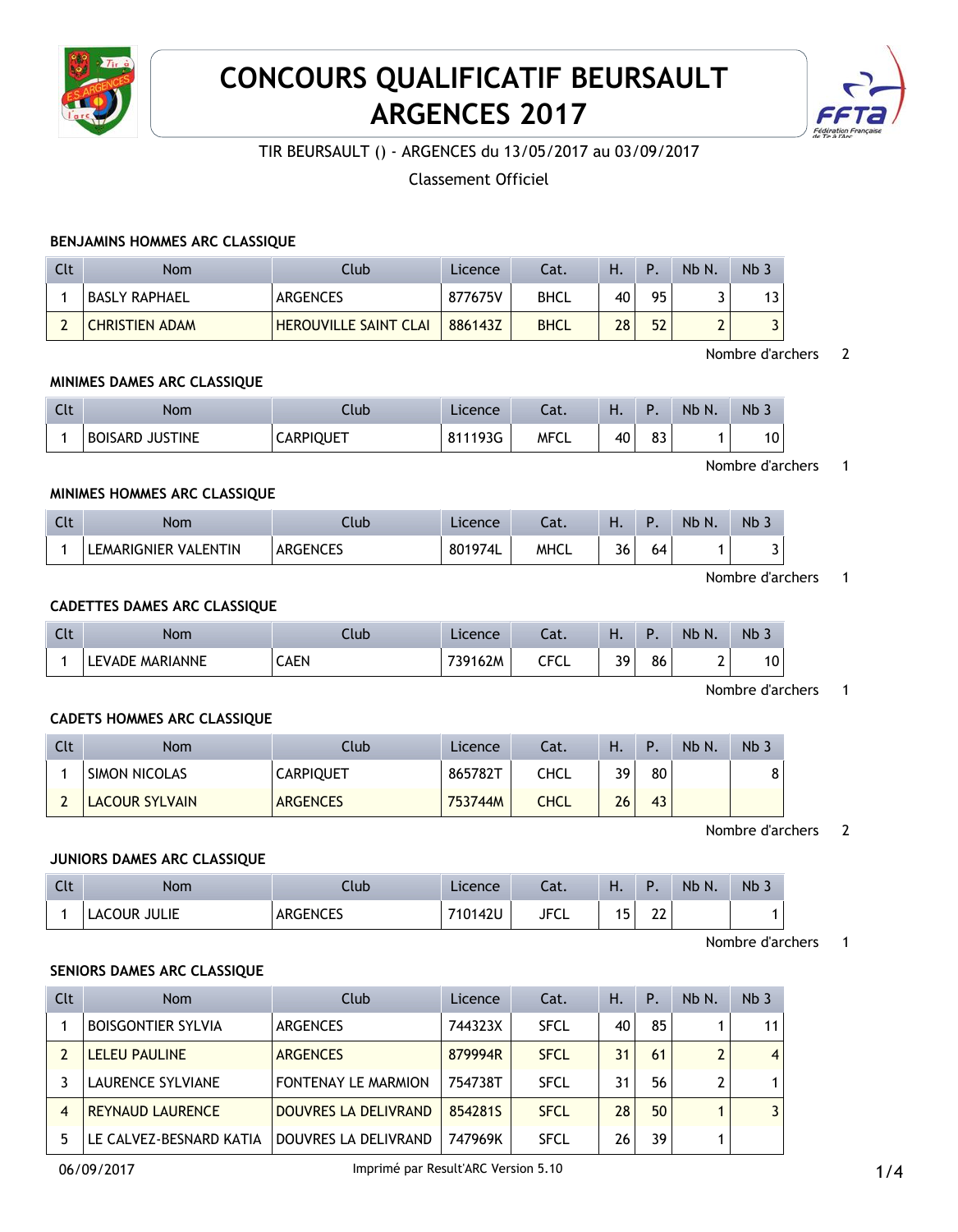# CONCOURS QUALIFICATIF BEURSAULT ARGENCES 2017

TIR BEURSAULT () - ARGENCES du 13/05/2017 au 03/09/2017

Classement Officiel

### BENJAMINS HOMMES ARC CLASSIQUE

| Clt | Nom | Club | Licence | Cat. | H. | P. | Nb N. | Nb 3 |
|---|---|---|---|---|---|---|---|---|
| 1 | BASLY RAPHAEL | ARGENCES | 877675V | BHCL | 40 | 95 | 3 | 13 |
| 2 | CHRISTIEN ADAM | HEROUVILLE SAINT CLAI | 886143Z | BHCL | 28 | 52 | 2 | 3 |

Nombre d'archers 2

### MINIMES DAMES ARC CLASSIQUE

| Clt | Nom | Club | Licence | Cat. | H. | P. | Nb N. | Nb 3 |
|---|---|---|---|---|---|---|---|---|
| 1 | BOISARD JUSTINE | CARPIQUET | 811193G | MFCL | 40 | 83 | 1 | 10 |

Nombre d'archers 1

### MINIMES HOMMES ARC CLASSIQUE

| Clt | Nom | Club | Licence | Cat. | H. | P. | Nb N. | Nb 3 |
|---|---|---|---|---|---|---|---|---|
| 1 | LEMARIGNIER VALENTIN | ARGENCES | 801974L | MHCL | 36 | 64 | 1 | 3 |

Nombre d'archers 1

### CADETTES DAMES ARC CLASSIQUE

| Clt | Nom | Club | Licence | Cat. | H. | P. | Nb N. | Nb 3 |
|---|---|---|---|---|---|---|---|---|
| 1 | LEVADE MARIANNE | CAEN | 739162M | CFCL | 39 | 86 | 2 | 10 |

Nombre d'archers 1

### CADETS HOMMES ARC CLASSIQUE

| Clt | Nom | Club | Licence | Cat. | H. | P. | Nb N. | Nb 3 |
|---|---|---|---|---|---|---|---|---|
| 1 | SIMON NICOLAS | CARPIQUET | 865782T | CHCL | 39 | 80 | | 8 |
| 2 | LACOUR SYLVAIN | ARGENCES | 753744M | CHCL | 26 | 43 | | |

Nombre d'archers 2

### JUNIORS DAMES ARC CLASSIQUE

| Clt | Nom | Club | Licence | Cat. | H. | P. | Nb N. | Nb 3 |
|---|---|---|---|---|---|---|---|---|
| 1 | LACOUR JULIE | ARGENCES | 710142U | JFCL | 15 | 22 | | 1 |

Nombre d'archers 1

### SENIORS DAMES ARC CLASSIQUE

| Clt | Nom | Club | Licence | Cat. | H. | P. | Nb N. | Nb 3 |
|---|---|---|---|---|---|---|---|---|
| 1 | BOISGONTIER SYLVIA | ARGENCES | 744323X | SFCL | 40 | 85 | 1 | 11 |
| 2 | LELEU PAULINE | ARGENCES | 879994R | SFCL | 31 | 61 | 2 | 4 |
| 3 | LAURENCE SYLVIANE | FONTENAY LE MARMION | 754738T | SFCL | 31 | 56 | 2 | 1 |
| 4 | REYNAUD LAURENCE | DOUVRES LA DELIVRAND | 854281S | SFCL | 28 | 50 | 1 | 3 |
| 5 | LE CALVEZ-BESNARD KATIA | DOUVRES LA DELIVRAND | 747969K | SFCL | 26 | 39 | 1 | |

06/09/2017 Imprimé par Result'ARC Version 5.10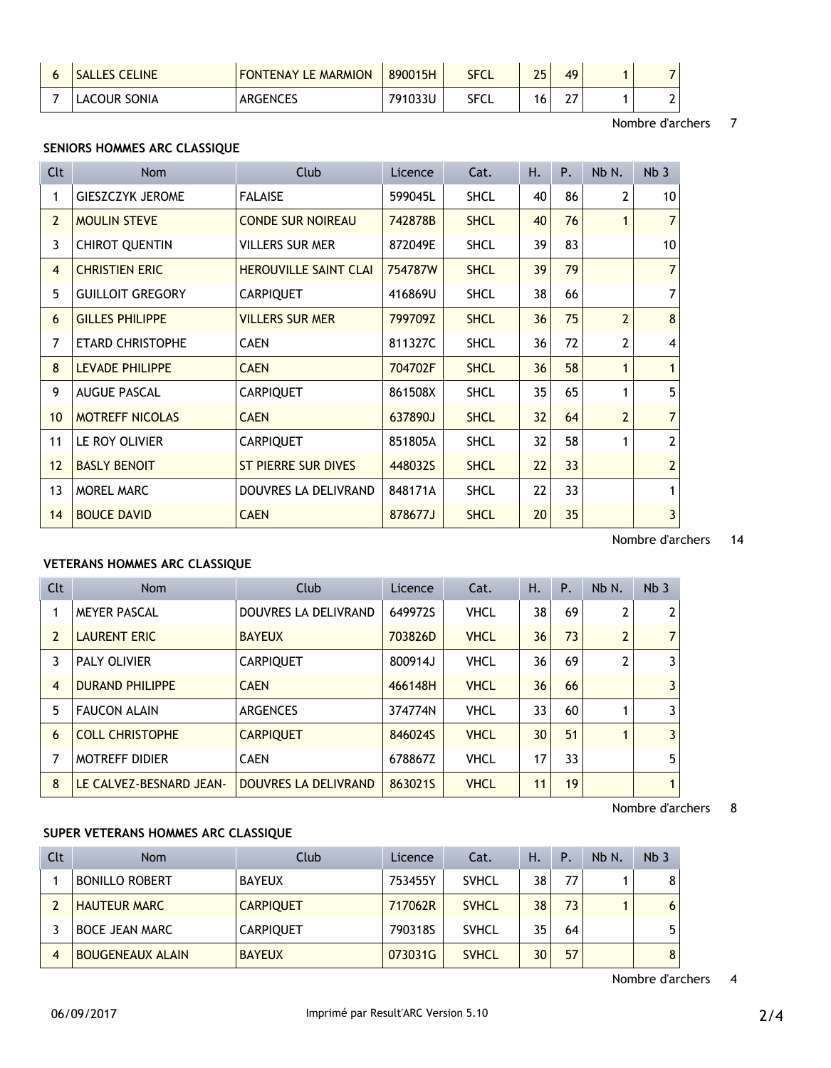| Clt | Nom | Club | Licence | Cat. | H. | P. | Nb N. | Nb 3 |
|---|---|---|---|---|---|---|---|---|
| 6 | SALLES CELINE | FONTENAY LE MARMION | 890015H | SFCL | 25 | 49 | 1 | 7 |
| 7 | LACOUR SONIA | ARGENCES | 791033U | SFCL | 16 | 27 | 1 | 2 |

Nombre d'archers 7

**SENIORS HOMMES ARC CLASSIQUE**

| Clt | Nom | Club | Licence | Cat. | H. | P. | Nb N. | Nb 3 |
|---|---|---|---|---|---|---|---|---|
| 1 | GIESZCZYK JEROME | FALAISE | 599045L | SHCL | 40 | 86 | 2 | 10 |
| 2 | MOULIN STEVE | CONDE SUR NOIREAU | 742878B | SHCL | 40 | 76 | 1 | 7 |
| 3 | CHIROT QUENTIN | VILLERS SUR MER | 872049E | SHCL | 39 | 83 | | 10 |
| 4 | CHRISTIEN ERIC | HEROUVILLE SAINT CLAI | 754787W | SHCL | 39 | 79 | | 7 |
| 5 | GUILLOIT GREGORY | CARPIQUET | 416869U | SHCL | 38 | 66 | | 7 |
| 6 | GILLES PHILIPPE | VILLERS SUR MER | 799709Z | SHCL | 36 | 75 | 2 | 8 |
| 7 | ETARD CHRISTOPHE | CAEN | 811327C | SHCL | 36 | 72 | 2 | 4 |
| 8 | LEVADE PHILIPPE | CAEN | 704702F | SHCL | 36 | 58 | 1 | 1 |
| 9 | AUGUE PASCAL | CARPIQUET | 861508X | SHCL | 35 | 65 | 1 | 5 |
| 10 | MOTREFF NICOLAS | CAEN | 637890J | SHCL | 32 | 64 | 2 | 7 |
| 11 | LE ROY OLIVIER | CARPIQUET | 851805A | SHCL | 32 | 58 | 1 | 2 |
| 12 | BASLY BENOIT | ST PIERRE SUR DIVES | 448032S | SHCL | 22 | 33 | | 2 |
| 13 | MOREL MARC | DOUVRES LA DELIVRAND | 848171A | SHCL | 22 | 33 | | 1 |
| 14 | BOUCE DAVID | CAEN | 878677J | SHCL | 20 | 35 | | 3 |

Nombre d'archers 14

**VETERANS HOMMES ARC CLASSIQUE**

| Clt | Nom | Club | Licence | Cat. | H. | P. | Nb N. | Nb 3 |
|---|---|---|---|---|---|---|---|---|
| 1 | MEYER PASCAL | DOUVRES LA DELIVRAND | 649972S | VHCL | 38 | 69 | 2 | 2 |
| 2 | LAURENT ERIC | BAYEUX | 703826D | VHCL | 36 | 73 | 2 | 7 |
| 3 | PALY OLIVIER | CARPIQUET | 800914J | VHCL | 36 | 69 | 2 | 3 |
| 4 | DURAND PHILIPPE | CAEN | 466148H | VHCL | 36 | 66 | | 3 |
| 5 | FAUCON ALAIN | ARGENCES | 374774N | VHCL | 33 | 60 | 1 | 3 |
| 6 | COLL CHRISTOPHE | CARPIQUET | 846024S | VHCL | 30 | 51 | 1 | 3 |
| 7 | MOTREFF DIDIER | CAEN | 678867Z | VHCL | 17 | 33 | | 5 |
| 8 | LE CALVEZ-BESNARD JEAN- | DOUVRES LA DELIVRAND | 863021S | VHCL | 11 | 19 | | 1 |

Nombre d'archers 8

**SUPER VETERANS HOMMES ARC CLASSIQUE**

| Clt | Nom | Club | Licence | Cat. | H. | P. | Nb N. | Nb 3 |
|---|---|---|---|---|---|---|---|---|
| 1 | BONILLO ROBERT | BAYEUX | 753455Y | SVHCL | 38 | 77 | 1 | 8 |
| 2 | HAUTEUR MARC | CARPIQUET | 717062R | SVHCL | 38 | 73 | 1 | 6 |
| 3 | BOCE JEAN MARC | CARPIQUET | 790318S | SVHCL | 35 | 64 | | 5 |
| 4 | BOUGENEAUX ALAIN | BAYEUX | 073031G | SVHCL | 30 | 57 | | 8 |

Nombre d'archers 4

06/09/2017 Imprimé par Result'ARC Version 5.10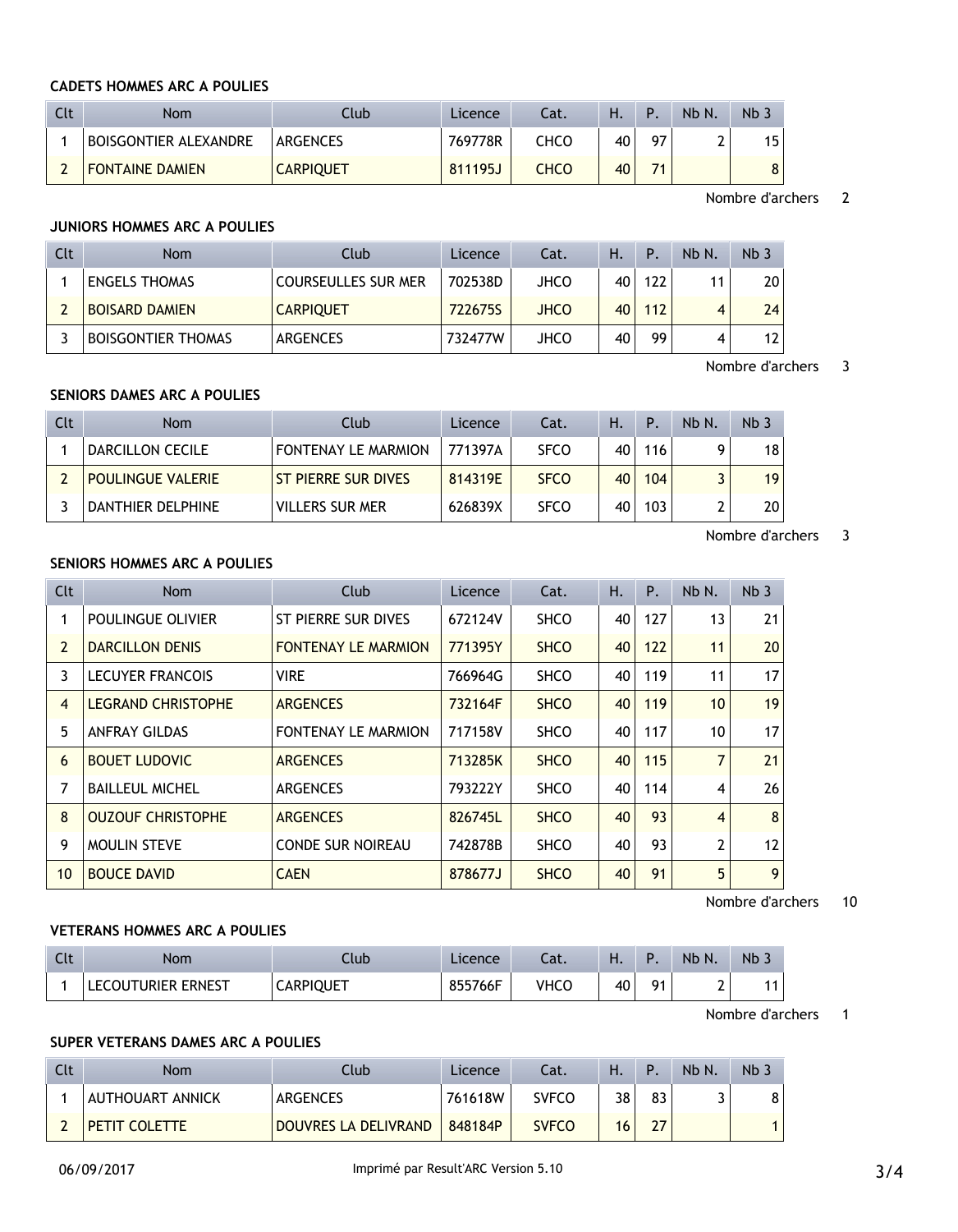#### CADETS HOMMES ARC A POULIES

| Clt | Nom | Club | Licence | Cat. | H. | P. | Nb N. | Nb 3 |
|---|---|---|---|---|---|---|---|---|
| 1 | BOISGONTIER ALEXANDRE | ARGENCES | 769778R | CHCO | 40 | 97 | 2 | 15 |
| 2 | FONTAINE DAMIEN | CARPIQUET | 811195J | CHCO | 40 | 71 | | 8 |

Nombre d'archers 2

#### JUNIORS HOMMES ARC A POULIES

| Clt | Nom | Club | Licence | Cat. | H. | P. | Nb N. | Nb 3 |
|---|---|---|---|---|---|---|---|---|
| 1 | ENGELS THOMAS | COURSEULLES SUR MER | 702538D | JHCO | 40 | 122 | 11 | 20 |
| 2 | BOISARD DAMIEN | CARPIQUET | 722675S | JHCO | 40 | 112 | 4 | 24 |
| 3 | BOISGONTIER THOMAS | ARGENCES | 732477W | JHCO | 40 | 99 | 4 | 12 |

Nombre d'archers 3

#### SENIORS DAMES ARC A POULIES

| Clt | Nom | Club | Licence | Cat. | H. | P. | Nb N. | Nb 3 |
|---|---|---|---|---|---|---|---|---|
| 1 | DARCILLON CECILE | FONTENAY LE MARMION | 771397A | SFCO | 40 | 116 | 9 | 18 |
| 2 | POULINGUE VALERIE | ST PIERRE SUR DIVES | 814319E | SFCO | 40 | 104 | 3 | 19 |
| 3 | DANTHIER DELPHINE | VILLERS SUR MER | 626839X | SFCO | 40 | 103 | 2 | 20 |

Nombre d'archers 3

#### SENIORS HOMMES ARC A POULIES

| Clt | Nom | Club | Licence | Cat. | H. | P. | Nb N. | Nb 3 |
|---|---|---|---|---|---|---|---|---|
| 1 | POULINGUE OLIVIER | ST PIERRE SUR DIVES | 672124V | SHCO | 40 | 127 | 13 | 21 |
| 2 | DARCILLON DENIS | FONTENAY LE MARMION | 771395Y | SHCO | 40 | 122 | 11 | 20 |
| 3 | LECUYER FRANCOIS | VIRE | 766964G | SHCO | 40 | 119 | 11 | 17 |
| 4 | LEGRAND CHRISTOPHE | ARGENCES | 732164F | SHCO | 40 | 119 | 10 | 19 |
| 5 | ANFRAY GILDAS | FONTENAY LE MARMION | 717158V | SHCO | 40 | 117 | 10 | 17 |
| 6 | BOUET LUDOVIC | ARGENCES | 713285K | SHCO | 40 | 115 | 7 | 21 |
| 7 | BAILLEUL MICHEL | ARGENCES | 793222Y | SHCO | 40 | 114 | 4 | 26 |
| 8 | OUZOUF CHRISTOPHE | ARGENCES | 826745L | SHCO | 40 | 93 | 4 | 8 |
| 9 | MOULIN STEVE | CONDE SUR NOIREAU | 742878B | SHCO | 40 | 93 | 2 | 12 |
| 10 | BOUCE DAVID | CAEN | 878677J | SHCO | 40 | 91 | 5 | 9 |

Nombre d'archers 10

#### VETERANS HOMMES ARC A POULIES

| Clt | Nom | Club | Licence | Cat. | H. | P. | Nb N. | Nb 3 |
|---|---|---|---|---|---|---|---|---|
| 1 | LECOUTURIER ERNEST | CARPIQUET | 855766F | VHCO | 40 | 91 | 2 | 11 |

Nombre d'archers 1

#### SUPER VETERANS DAMES ARC A POULIES

| Clt | Nom | Club | Licence | Cat. | H. | P. | Nb N. | Nb 3 |
|---|---|---|---|---|---|---|---|---|
| 1 | AUTHOUART ANNICK | ARGENCES | 761618W | SVFCO | 38 | 83 | 3 | 8 |
| 2 | PETIT COLETTE | DOUVRES LA DELIVRAND | 848184P | SVFCO | 16 | 27 | | 1 |

06/09/2017 Imprimé par Result'ARC Version 5.10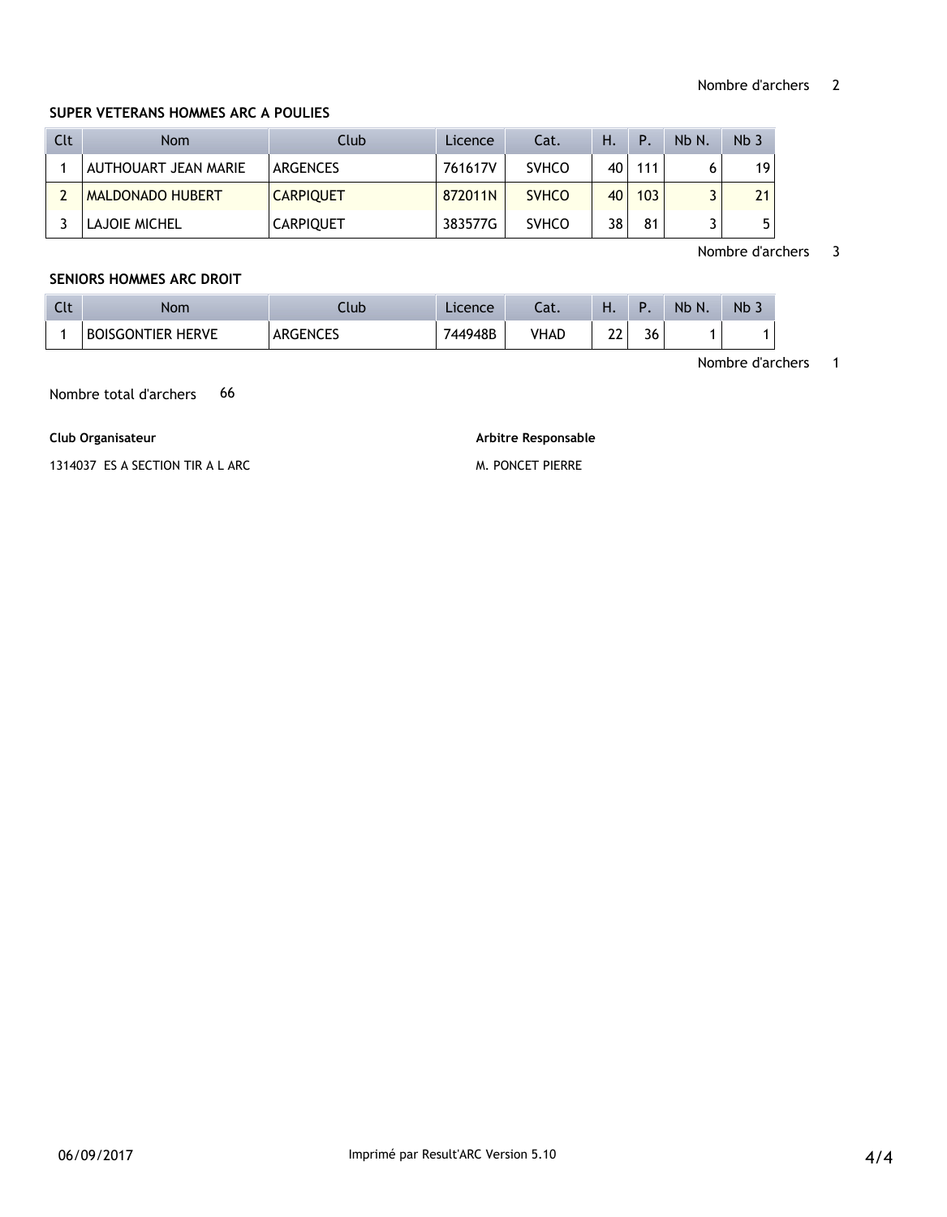Nombre d'archers 2

### SUPER VETERANS HOMMES ARC A POULIES

| Clt | Nom | Club | Licence | Cat. | H. | P. | Nb N. | Nb 3 |
|---|---|---|---|---|---|---|---|---|
| 1 | AUTHOUART JEAN MARIE | ARGENCES | 761617V | SVHCO | 40 | 111 | 6 | 19 |
| 2 | MALDONADO HUBERT | CARPIQUET | 872011N | SVHCO | 40 | 103 | 3 | 21 |
| 3 | LAJOIE MICHEL | CARPIQUET | 383577G | SVHCO | 38 | 81 | 3 | 5 |

Nombre d'archers 3

### SENIORS HOMMES ARC DROIT

| Clt | Nom | Club | Licence | Cat. | H. | P. | Nb N. | Nb 3 |
|---|---|---|---|---|---|---|---|---|
| 1 | BOISGONTIER HERVE | ARGENCES | 744948B | VHAD | 22 | 36 | 1 | 1 |

Nombre d'archers 1

Nombre total d'archers 66

**Club Organisateur**

1314037 ES A SECTION TIR A L ARC

**Arbitre Responsable**

M. PONCET PIERRE

06/09/2017

Imprimé par Result'ARC Version 5.10